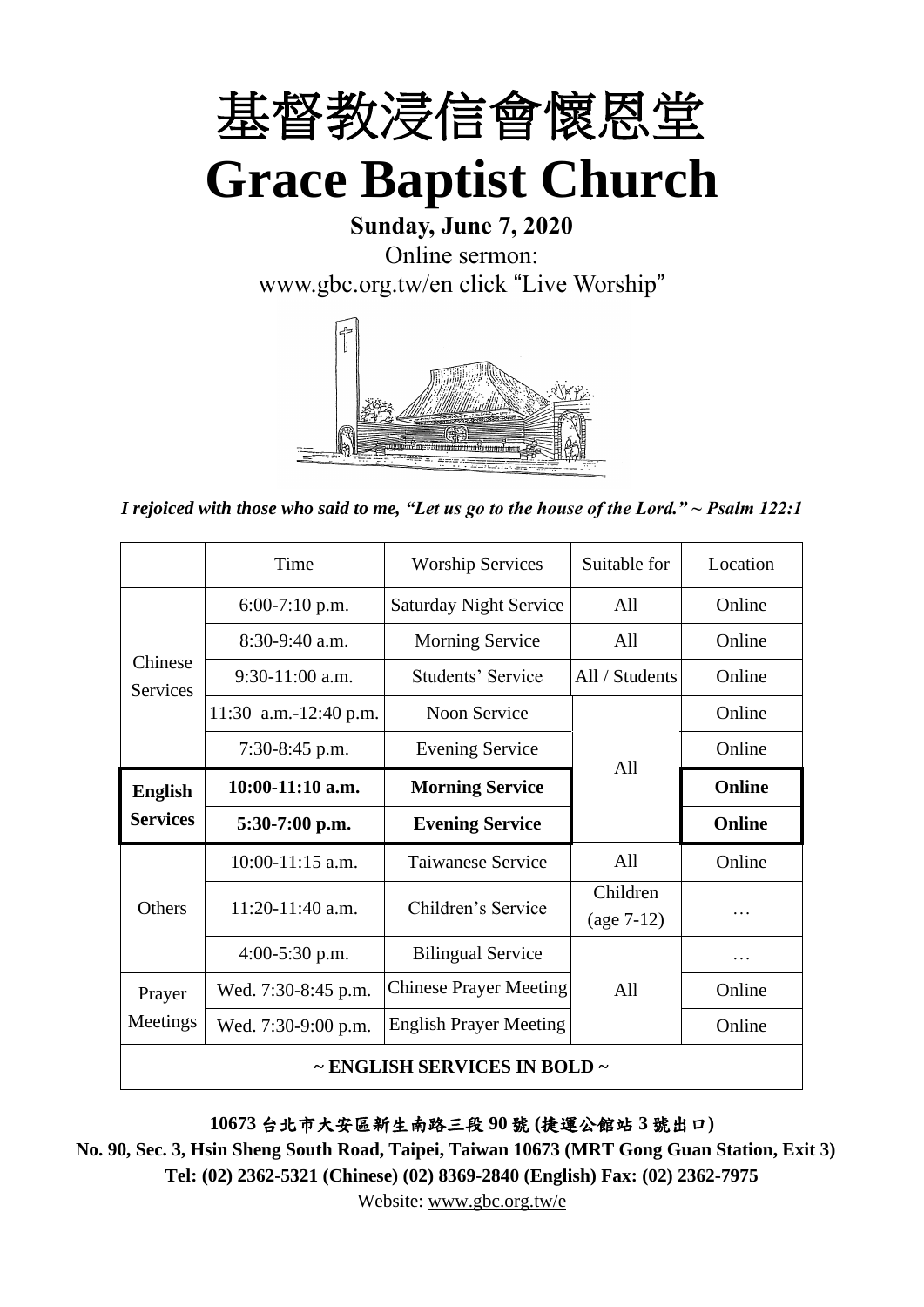# 基督教浸信會懷恩堂

# Grace Baptist Church

**Sunday, June 7, 2020**

Online sermon:

www.gbc.org.tw/en click "Live Worship"

*I rejoiced with those who said to me, "Let us go to the house of the Lord." ~ Psalm 122:1*

| | Time | Worship Services | Suitable for | Location |
|---|---|---|---|---|
| Chinese Services | 6:00-7:10 p.m. | Saturday Night Service | All | Online |
| | 8:30-9:40 a.m. | Morning Service | All | Online |
| | 9:30-11:00 a.m. | Students' Service | All / Students | Online |
| | 11:30 a.m.-12:40 p.m. | Noon Service | All | Online |
| | 7:30-8:45 p.m. | Evening Service | | Online |
| **English Services** | **10:00-11:10 a.m.** | **Morning Service** | | **Online** |
| | **5:30-7:00 p.m.** | **Evening Service** | | **Online** |
| Others | 10:00-11:15 a.m. | Taiwanese Service | All | Online |
| | 11:20-11:40 a.m. | Children's Service | Children (age 7-12) | … |
| | 4:00-5:30 p.m. | Bilingual Service | All | … |
| Prayer Meetings | Wed. 7:30-8:45 p.m. | Chinese Prayer Meeting | | Online |
| | Wed. 7:30-9:00 p.m. | English Prayer Meeting | | Online |
| **~ ENGLISH SERVICES IN BOLD ~** | | | | |

**10673 台北市大安區新生南路三段 90 號 (捷運公館站 3 號出口)**

**No. 90, Sec. 3, Hsin Sheng South Road, Taipei, Taiwan 10673 (MRT Gong Guan Station, Exit 3)**

**Tel: (02) 2362-5321 (Chinese) (02) 8369-2840 (English) Fax: (02) 2362-7975**

Website: www.gbc.org.tw/e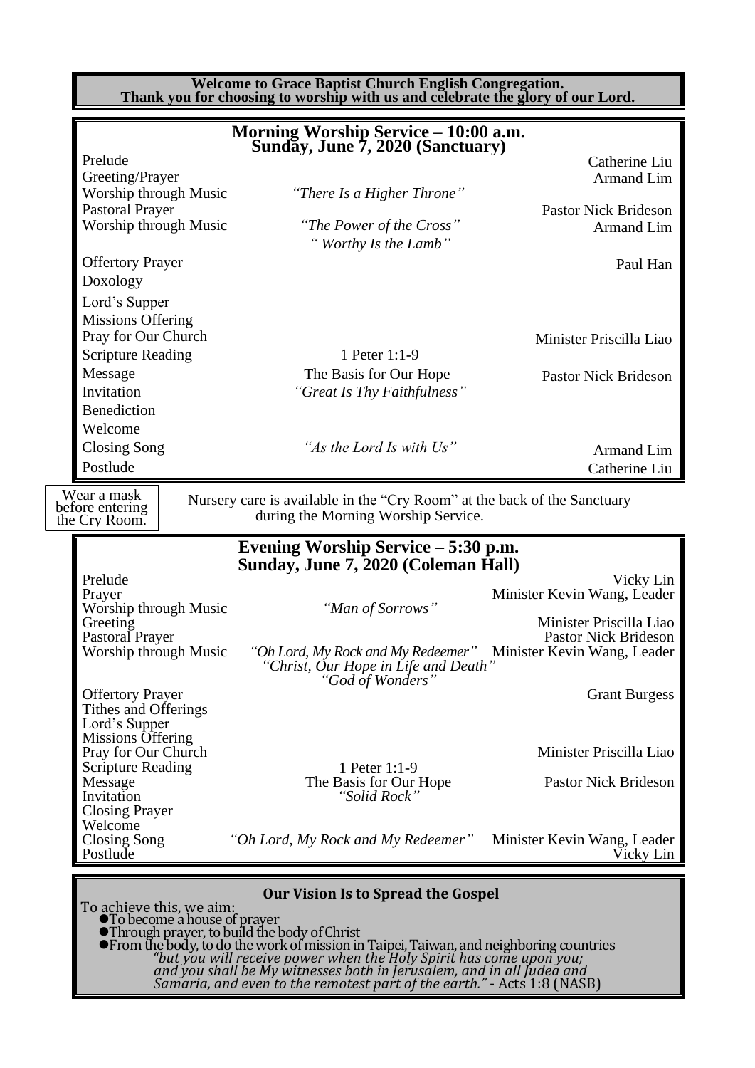**Welcome to Grace Baptist Church English Congregation.**
**Thank you for choosing to worship with us and celebrate the glory of our Lord.**

## Morning Worship Service – 10:00 a.m.
## Sunday, June 7, 2020 (Sanctuary)

| | | |
|---|---|---|
| Prelude | | Catherine Liu |
| Greeting/Prayer | | Armand Lim |
| Worship through Music | *"There Is a Higher Throne"* | |
| Pastoral Prayer | | Pastor Nick Brideson |
| Worship through Music | *"The Power of the Cross"* *" Worthy Is the Lamb"* | Armand Lim |
| Offertory Prayer | | Paul Han |
| Doxology | | |
| Lord's Supper | | |
| Missions Offering | | |
| Pray for Our Church | | Minister Priscilla Liao |
| Scripture Reading | 1 Peter 1:1-9 | |
| Message | The Basis for Our Hope | Pastor Nick Brideson |
| Invitation | *"Great Is Thy Faithfulness"* | |
| Benediction | | |
| Welcome | | |
| Closing Song | *"As the Lord Is with Us"* | Armand Lim |
| Postlude | | Catherine Liu |

Wear a mask before entering the Cry Room.

Nursery care is available in the "Cry Room" at the back of the Sanctuary during the Morning Worship Service.

## Evening Worship Service – 5:30 p.m.
## Sunday, June 7, 2020 (Coleman Hall)

| | | |
|---|---|---|
| Prelude | | Vicky Lin |
| Prayer | | Minister Kevin Wang, Leader |
| Worship through Music | *"Man of Sorrows"* | |
| Greeting | | Minister Priscilla Liao |
| Pastoral Prayer | | Pastor Nick Brideson |
| Worship through Music | *"Oh Lord, My Rock and My Redeemer"* *"Christ, Our Hope in Life and Death"* *"God of Wonders"* | Minister Kevin Wang, Leader |
| Offertory Prayer | | Grant Burgess |
| Tithes and Offerings | | |
| Lord's Supper | | |
| Missions Offering | | |
| Pray for Our Church | | Minister Priscilla Liao |
| Scripture Reading | 1 Peter 1:1-9 | |
| Message | The Basis for Our Hope | Pastor Nick Brideson |
| Invitation | *"Solid Rock"* | |
| Closing Prayer | | |
| Welcome | | |
| Closing Song | *"Oh Lord, My Rock and My Redeemer"* | Minister Kevin Wang, Leader |
| Postlude | | Vicky Lin |

### Our Vision Is to Spread the Gospel

To achieve this, we aim:

- To become a house of prayer
- Through prayer, to build the body of Christ
- From the body, to do the work of mission in Taipei, Taiwan, and neighboring countries

*"but you will receive power when the Holy Spirit has come upon you; and you shall be My witnesses both in Jerusalem, and in all Judea and Samaria, and even to the remotest part of the earth."* - Acts 1:8 (NASB)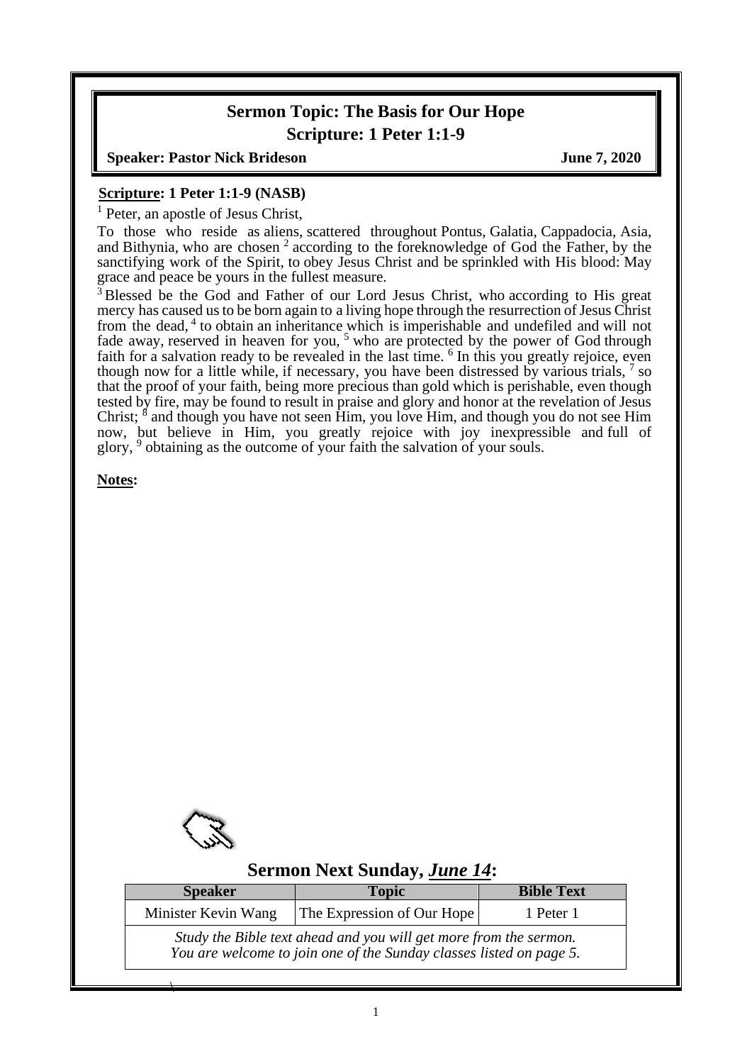## Sermon Topic: The Basis for Our Hope
## Scripture: 1 Peter 1:1-9

**Speaker: Pastor Nick Brideson** **June 7, 2020**

**Scripture: 1 Peter 1:1-9 (NASB)**

[1] Peter, an apostle of Jesus Christ,

To those who reside as aliens, scattered throughout Pontus, Galatia, Cappadocia, Asia, and Bithynia, who are chosen [2] according to the foreknowledge of God the Father, by the sanctifying work of the Spirit, to obey Jesus Christ and be sprinkled with His blood: May grace and peace be yours in the fullest measure.

[3] Blessed be the God and Father of our Lord Jesus Christ, who according to His great mercy has caused us to be born again to a living hope through the resurrection of Jesus Christ from the dead, [4] to obtain an inheritance which is imperishable and undefiled and will not fade away, reserved in heaven for you, [5] who are protected by the power of God through faith for a salvation ready to be revealed in the last time. [6] In this you greatly rejoice, even though now for a little while, if necessary, you have been distressed by various trials, [7] so that the proof of your faith, being more precious than gold which is perishable, even though tested by fire, may be found to result in praise and glory and honor at the revelation of Jesus Christ; [8] and though you have not seen Him, you love Him, and though you do not see Him now, but believe in Him, you greatly rejoice with joy inexpressible and full of glory, [9] obtaining as the outcome of your faith the salvation of your souls.

**Notes:**

## Sermon Next Sunday, ***June 14***:

| Speaker | Topic | Bible Text |
|---|---|---|
| Minister Kevin Wang | The Expression of Our Hope | 1 Peter 1 |

*Study the Bible text ahead and you will get more from the sermon.*
*You are welcome to join one of the Sunday classes listed on page 5.*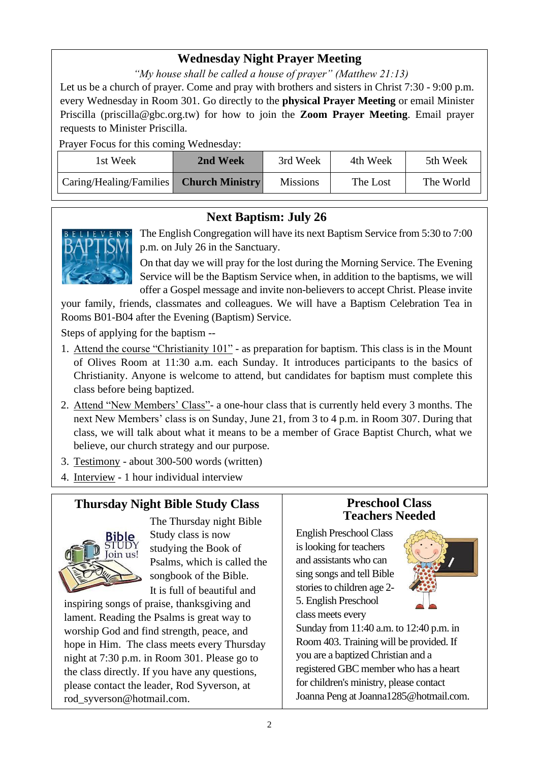## Wednesday Night Prayer Meeting

*"My house shall be called a house of prayer" (Matthew 21:13)*

Let us be a church of prayer. Come and pray with brothers and sisters in Christ 7:30 - 9:00 p.m. every Wednesday in Room 301. Go directly to the **physical Prayer Meeting** or email Minister Priscilla (priscilla@gbc.org.tw) for how to join the **Zoom Prayer Meeting**. Email prayer requests to Minister Priscilla.

Prayer Focus for this coming Wednesday:

| 1st Week | **2nd Week** | 3rd Week | 4th Week | 5th Week |
|---|---|---|---|---|
| Caring/Healing/Families | **Church Ministry** | Missions | The Lost | The World |

## Next Baptism: July 26

The English Congregation will have its next Baptism Service from 5:30 to 7:00 p.m. on July 26 in the Sanctuary.

On that day we will pray for the lost during the Morning Service. The Evening Service will be the Baptism Service when, in addition to the baptisms, we will offer a Gospel message and invite non-believers to accept Christ. Please invite your family, friends, classmates and colleagues. We will have a Baptism Celebration Tea in Rooms B01-B04 after the Evening (Baptism) Service.

Steps of applying for the baptism --

1. Attend the course "Christianity 101" - as preparation for baptism. This class is in the Mount of Olives Room at 11:30 a.m. each Sunday. It introduces participants to the basics of Christianity. Anyone is welcome to attend, but candidates for baptism must complete this class before being baptized.
2. Attend "New Members' Class"- a one-hour class that is currently held every 3 months. The next New Members' class is on Sunday, June 21, from 3 to 4 p.m. in Room 307. During that class, we will talk about what it means to be a member of Grace Baptist Church, what we believe, our church strategy and our purpose.
3. Testimony - about 300-500 words (written)
4. Interview - 1 hour individual interview

## Thursday Night Bible Study Class

The Thursday night Bible Study class is now studying the Book of Psalms, which is called the songbook of the Bible. It is full of beautiful and inspiring songs of praise, thanksgiving and lament. Reading the Psalms is great way to worship God and find strength, peace, and hope in Him. The class meets every Thursday night at 7:30 p.m. in Room 301. Please go to the class directly. If you have any questions, please contact the leader, Rod Syverson, at rod_syverson@hotmail.com.

## Preschool Class Teachers Needed

English Preschool Class is looking for teachers and assistants who can sing songs and tell Bible stories to children age 2-5. English Preschool class meets every Sunday from 11:40 a.m. to 12:40 p.m. in Room 403. Training will be provided. If you are a baptized Christian and a registered GBC member who has a heart for children's ministry, please contact Joanna Peng at Joanna1285@hotmail.com.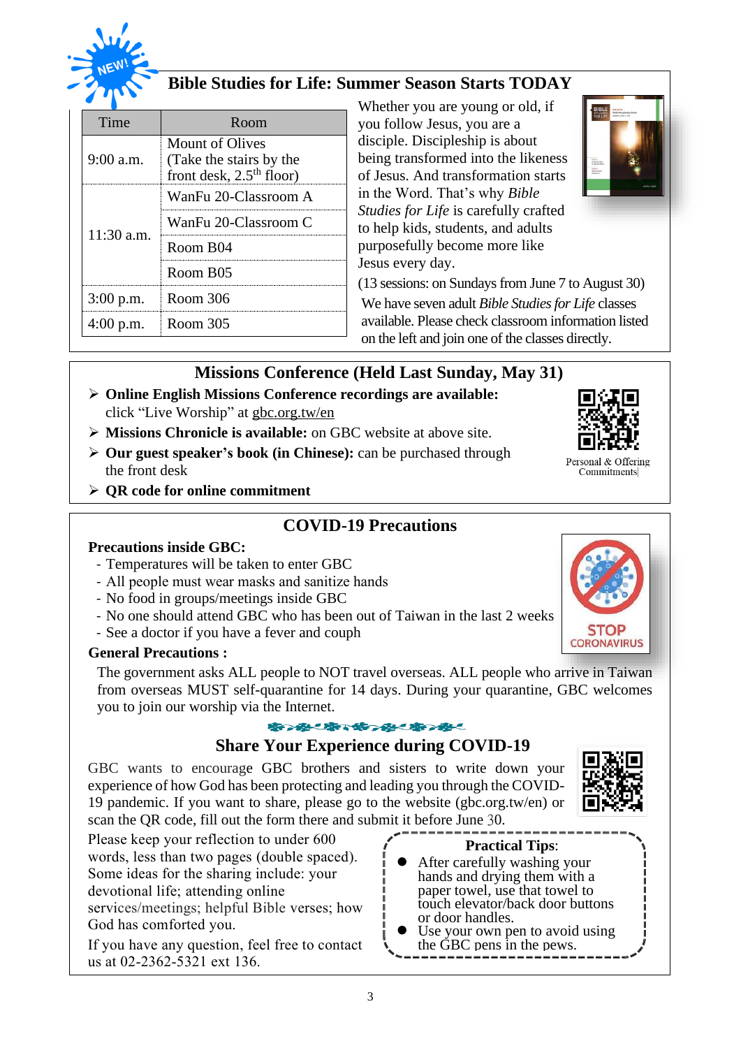NEW!

## Bible Studies for Life: Summer Season Starts TODAY

| Time | Room |
|---|---|
| 9:00 a.m. | Mount of Olives (Take the stairs by the front desk, 2.5th floor) |
| 11:30 a.m. | WanFu 20-Classroom A |
| | WanFu 20-Classroom C |
| | Room B04 |
| | Room B05 |
| 3:00 p.m. | Room 306 |
| 4:00 p.m. | Room 305 |

Whether you are young or old, if you follow Jesus, you are a disciple. Discipleship is about being transformed into the likeness of Jesus. And transformation starts in the Word. That's why *Bible Studies for Life* is carefully crafted to help kids, students, and adults purposefully become more like Jesus every day.

(13 sessions: on Sundays from June 7 to August 30)

We have seven adult *Bible Studies for Life* classes available. Please check classroom information listed on the left and join one of the classes directly.

## Missions Conference (Held Last Sunday, May 31)

- **Online English Missions Conference recordings are available:** click "Live Worship" at gbc.org.tw/en
- **Missions Chronicle is available:** on GBC website at above site.
- **Our guest speaker's book (in Chinese):** can be purchased through the front desk
- **QR code for online commitment**

Personal & Offering Commitments

## COVID-19 Precautions

**Precautions inside GBC:**

- Temperatures will be taken to enter GBC
- All people must wear masks and sanitize hands
- No food in groups/meetings inside GBC
- No one should attend GBC who has been out of Taiwan in the last 2 weeks
- See a doctor if you have a fever and cough

STOP CORONAVIRUS

**General Precautions :**

The government asks ALL people to NOT travel overseas. ALL people who arrive in Taiwan from overseas MUST self-quarantine for 14 days. During your quarantine, GBC welcomes you to join our worship via the Internet.

## Share Your Experience during COVID-19

GBC wants to encourage GBC brothers and sisters to write down your experience of how God has been protecting and leading you through the COVID-19 pandemic. If you want to share, please go to the website (gbc.org.tw/en) or scan the QR code, fill out the form there and submit it before June 30.

Please keep your reflection to under 600 words, less than two pages (double spaced). Some ideas for the sharing include: your devotional life; attending online services/meetings; helpful Bible verses; how God has comforted you.

If you have any question, feel free to contact us at 02-2362-5321 ext 136.

**Practical Tips**:

- After carefully washing your hands and drying them with a paper towel, use that towel to touch elevator/back door buttons or door handles.
- Use your own pen to avoid using the GBC pens in the pews.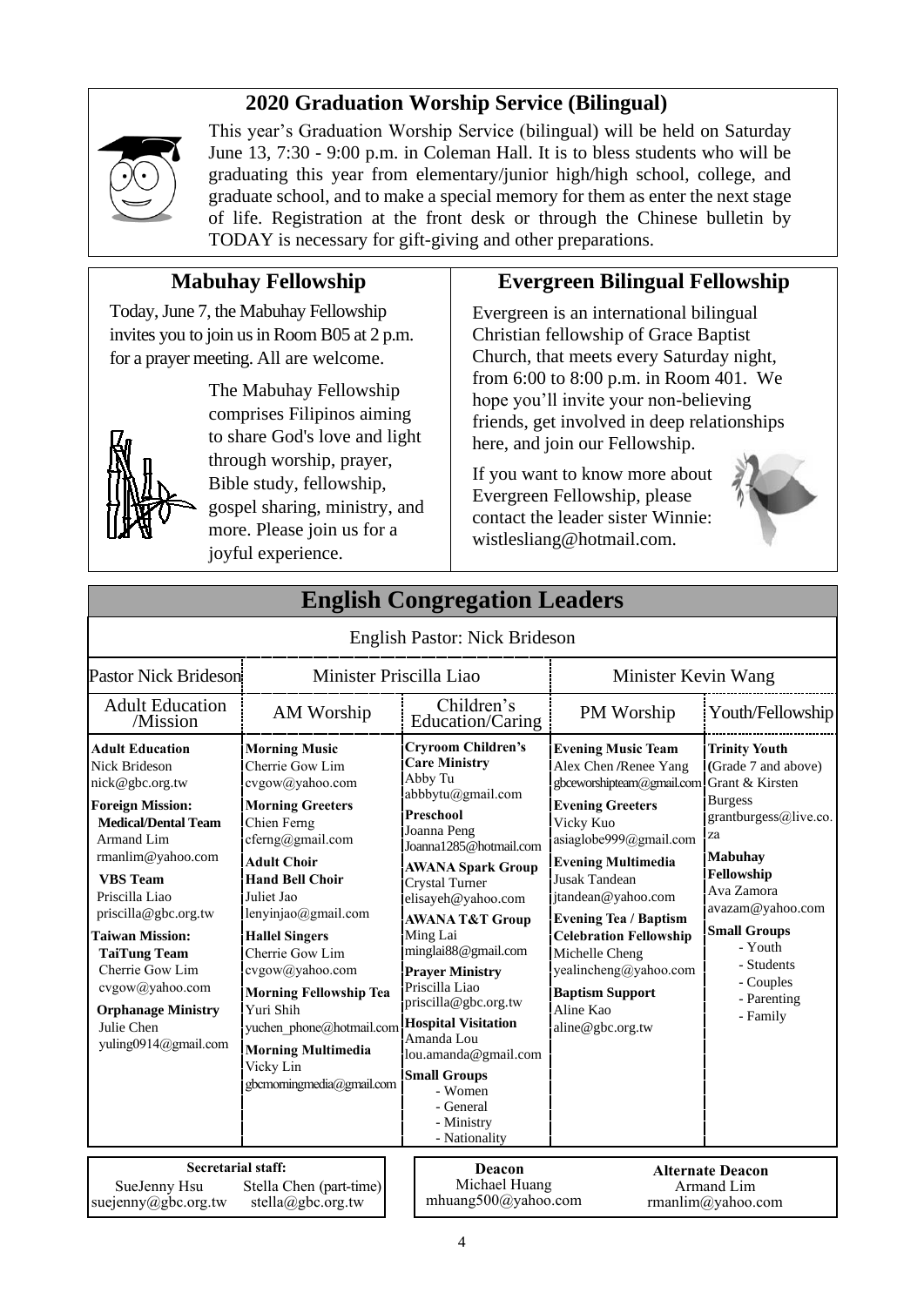## 2020 Graduation Worship Service (Bilingual)

This year's Graduation Worship Service (bilingual) will be held on Saturday June 13, 7:30 - 9:00 p.m. in Coleman Hall. It is to bless students who will be graduating this year from elementary/junior high/high school, college, and graduate school, and to make a special memory for them as enter the next stage of life. Registration at the front desk or through the Chinese bulletin by TODAY is necessary for gift-giving and other preparations.

## Mabuhay Fellowship

Today, June 7, the Mabuhay Fellowship invites you to join us in Room B05 at 2 p.m. for a prayer meeting. All are welcome.

The Mabuhay Fellowship comprises Filipinos aiming to share God's love and light through worship, prayer, Bible study, fellowship, gospel sharing, ministry, and more. Please join us for a joyful experience.

## Evergreen Bilingual Fellowship

Evergreen is an international bilingual Christian fellowship of Grace Baptist Church, that meets every Saturday night, from 6:00 to 8:00 p.m. in Room 401. We hope you'll invite your non-believing friends, get involved in deep relationships here, and join our Fellowship.

If you want to know more about Evergreen Fellowship, please contact the leader sister Winnie: wistlesliang@hotmail.com.

## English Congregation Leaders

English Pastor: Nick Brideson

| Pastor Nick Brideson | Minister Priscilla Liao | | Minister Kevin Wang | |
|---|---|---|---|---|
| Adult Education /Mission | AM Worship | Children's Education/Caring | PM Worship | Youth/Fellowship |
| **Adult Education**<br>Nick Brideson<br>nick@gbc.org.tw<br>**Foreign Mission:**<br>**Medical/Dental Team**<br>Armand Lim<br>rmanlim@yahoo.com<br>**VBS Team**<br>Priscilla Liao<br>priscilla@gbc.org.tw<br>**Taiwan Mission:**<br>**TaiTung Team**<br>Cherrie Gow Lim<br>cvgow@yahoo.com<br>**Orphanage Ministry**<br>Julie Chen<br>yuling0914@gmail.com | **Morning Music**<br>Cherrie Gow Lim<br>cvgow@yahoo.com<br>**Morning Greeters**<br>Chien Ferng<br>cferng@gmail.com<br>**Adult Choir**<br>**Hand Bell Choir**<br>Juliet Jao<br>lenyinjao@gmail.com<br>**Hallel Singers**<br>Cherrie Gow Lim<br>cvgow@yahoo.com<br>**Morning Fellowship Tea**<br>Yuri Shih<br>yuchen_phone@hotmail.com<br>**Morning Multimedia**<br>Vicky Lin<br>gbcmorningmedia@gmail.com | **Cryroom Children's Care Ministry**<br>Abby Tu<br>abbbytu@gmail.com<br>**Preschool**<br>Joanna Peng<br>Joanna1285@hotmail.com<br>**AWANA Spark Group**<br>Crystal Turner<br>elisayeh@yahoo.com<br>**AWANA T&T Group**<br>Ming Lai<br>minglai88@gmail.com<br>**Prayer Ministry**<br>Priscilla Liao<br>priscilla@gbc.org.tw<br>**Hospital Visitation**<br>Amanda Lou<br>lou.amanda@gmail.com<br>**Small Groups**<br>- Women<br>- General<br>- Ministry<br>- Nationality | **Evening Music Team**<br>Alex Chen /Renee Yang<br>gbceworshipteam@gmail.com<br>**Evening Greeters**<br>Vicky Kuo<br>asiaglobe999@gmail.com<br>**Evening Multimedia**<br>Jusak Tandean<br>jtandean@yahoo.com<br>**Evening Tea / Baptism Celebration Fellowship**<br>Michelle Cheng<br>yealincheng@yahoo.com<br>**Baptism Support**<br>Aline Kao<br>aline@gbc.org.tw | **Trinity Youth** (Grade 7 and above)<br>Grant & Kirsten Burgess<br>grantburgess@live.co.za<br>**Mabuhay Fellowship**<br>Ava Zamora<br>avazam@yahoo.com<br>**Small Groups**<br>- Youth<br>- Students<br>- Couples<br>- Parenting<br>- Family |

**Secretarial staff:**
SueJenny Hsu, suejenny@gbc.org.tw
Stella Chen (part-time), stella@gbc.org.tw

**Deacon**
Michael Huang
mhuang500@yahoo.com

**Alternate Deacon**
Armand Lim
rmanlim@yahoo.com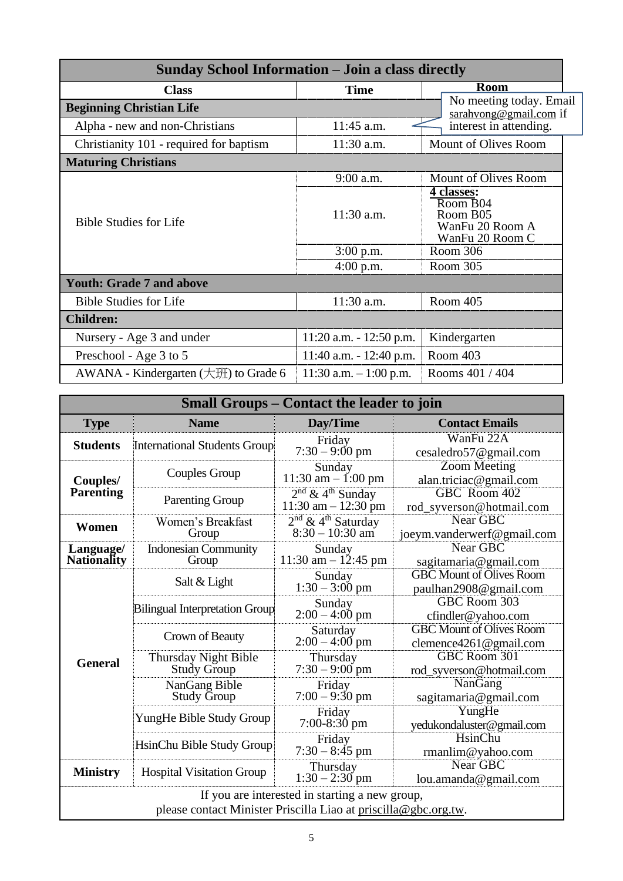## Sunday School Information – Join a class directly

| Class | Time | Room |
|---|---|---|
| **Beginning Christian Life** | | |
| Alpha - new and non-Christians | 11:45 a.m. | No meeting today. Email sarahvong@gmail.com if interest in attending. |
| Christianity 101 - required for baptism | 11:30 a.m. | Mount of Olives Room |
| **Maturing Christians** | | |
| Bible Studies for Life | 9:00 a.m. | Mount of Olives Room |
| | 11:30 a.m. | **4 classes:** Room B04, Room B05, WanFu 20 Room A, WanFu 20 Room C |
| | 3:00 p.m. | Room 306 |
| | 4:00 p.m. | Room 305 |
| **Youth: Grade 7 and above** | | |
| Bible Studies for Life | 11:30 a.m. | Room 405 |
| **Children:** | | |
| Nursery - Age 3 and under | 11:20 a.m. - 12:50 p.m. | Kindergarten |
| Preschool - Age 3 to 5 | 11:40 a.m. - 12:40 p.m. | Room 403 |
| AWANA - Kindergarten (大班) to Grade 6 | 11:30 a.m. – 1:00 p.m. | Rooms 401 / 404 |

## Small Groups – Contact the leader to join

| Type | Name | Day/Time | Contact Emails |
|---|---|---|---|
| **Students** | International Students Group | Friday 7:30 – 9:00 pm | WanFu 22A cesaledro57@gmail.com |
| **Couples/ Parenting** | Couples Group | Sunday 11:30 am – 1:00 pm | Zoom Meeting alan.triciac@gmail.com |
| | Parenting Group | 2nd & 4th Sunday 11:30 am – 12:30 pm | GBC Room 402 rod_syverson@hotmail.com |
| **Women** | Women's Breakfast Group | 2nd & 4th Saturday 8:30 – 10:30 am | Near GBC joeym.vanderwerf@gmail.com |
| **Language/ Nationality** | Indonesian Community Group | Sunday 11:30 am – 12:45 pm | Near GBC sagitamaria@gmail.com |
| **General** | Salt & Light | Sunday 1:30 – 3:00 pm | GBC Mount of Olives Room paulhan2908@gmail.com |
| | Bilingual Interpretation Group | Sunday 2:00 – 4:00 pm | GBC Room 303 cfindler@yahoo.com |
| | Crown of Beauty | Saturday 2:00 – 4:00 pm | GBC Mount of Olives Room clemence4261@gmail.com |
| | Thursday Night Bible Study Group | Thursday 7:30 – 9:00 pm | GBC Room 301 rod_syverson@hotmail.com |
| | NanGang Bible Study Group | Friday 7:00 – 9:30 pm | NanGang sagitamaria@gmail.com |
| | YungHe Bible Study Group | Friday 7:00-8:30 pm | YungHe yedukondaluster@gmail.com |
| | HsinChu Bible Study Group | Friday 7:30 – 8:45 pm | HsinChu rmanlim@yahoo.com |
| **Ministry** | Hospital Visitation Group | Thursday 1:30 – 2:30 pm | Near GBC lou.amanda@gmail.com |

If you are interested in starting a new group, please contact Minister Priscilla Liao at priscilla@gbc.org.tw.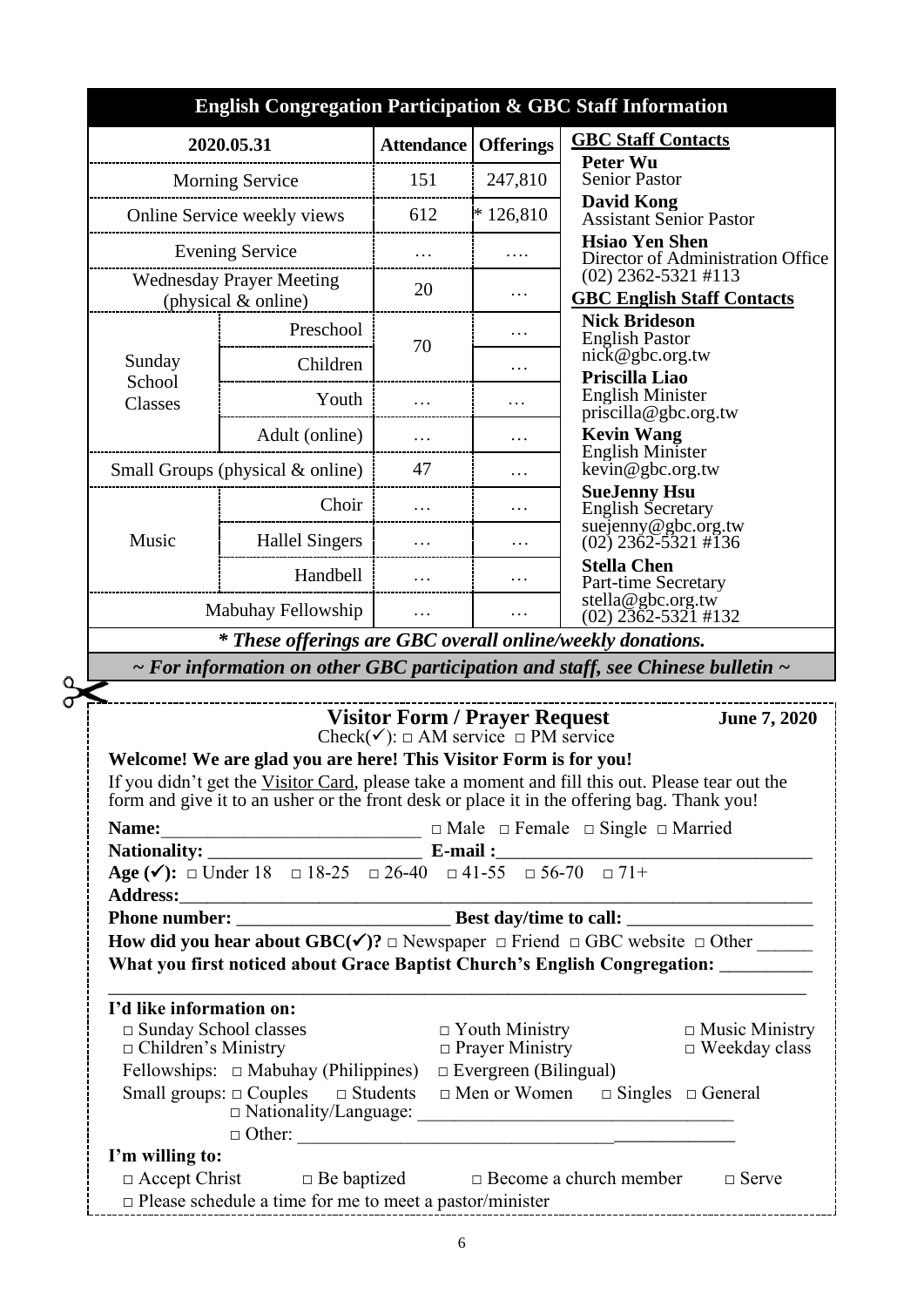## English Congregation Participation & GBC Staff Information

| 2020.05.31 | | Attendance | Offerings |
|---|---|---|---|
| Morning Service | | 151 | 247,810 |
| Online Service weekly views | | 612 | * 126,810 |
| Evening Service | | … | …. |
| Wednesday Prayer Meeting (physical & online) | | 20 | … |
| Sunday School Classes | Preschool | 70 | … |
| | Children | | … |
| | Youth | … | … |
| | Adult (online) | … | … |
| Small Groups (physical & online) | | 47 | … |
| Music | Choir | … | … |
| | Hallel Singers | … | … |
| | Handbell | … | … |
| Mabuhay Fellowship | | … | … |

***\* These offerings are GBC overall online/weekly donations.***

**GBC Staff Contacts**

**Peter Wu**
Senior Pastor

**David Kong**
Assistant Senior Pastor

**Hsiao Yen Shen**
Director of Administration Office
(02) 2362-5321 #113

**GBC English Staff Contacts**

**Nick Brideson**
English Pastor
nick@gbc.org.tw

**Priscilla Liao**
English Minister
priscilla@gbc.org.tw

**Kevin Wang**
English Minister
kevin@gbc.org.tw

**SueJenny Hsu**
English Secretary
suejenny@gbc.org.tw
(02) 2362-5321 #136

**Stella Chen**
Part-time Secretary
stella@gbc.org.tw
(02) 2362-5321 #132

***~ For information on other GBC participation and staff, see Chinese bulletin ~***

---

### Visitor Form / Prayer Request

**June 7, 2020**

Check(✓): □ AM service □ PM service

**Welcome! We are glad you are here! This Visitor Form is for you!**

If you didn't get the Visitor Card, please take a moment and fill this out. Please tear out the form and give it to an usher or the front desk or place it in the offering bag. Thank you!

**Name:**____________________________ □ Male □ Female □ Single □ Married

**Nationality:** _______________________ **E-mail :**________________________________

**Age (✓):** □ Under 18 □ 18-25 □ 26-40 □ 41-55 □ 56-70 □ 71+

**Address:**_____________________________________________________________________

**Phone number:** _______________________ **Best day/time to call:** ____________________

**How did you hear about GBC(✓)?** □ Newspaper □ Friend □ GBC website □ Other ______

**What you first noticed about Grace Baptist Church's English Congregation:** __________

_____________________________________________________________________________

**I'd like information on:**

□ Sunday School classes □ Youth Ministry □ Music Ministry
□ Children's Ministry □ Prayer Ministry □ Weekday class

Fellowships: □ Mabuhay (Philippines) □ Evergreen (Bilingual)

Small groups: □ Couples □ Students □ Men or Women □ Singles □ General
□ Nationality/Language: __________________________________
□ Other: ________________________________________________

**I'm willing to:**

□ Accept Christ □ Be baptized □ Become a church member □ Serve

□ Please schedule a time for me to meet a pastor/minister